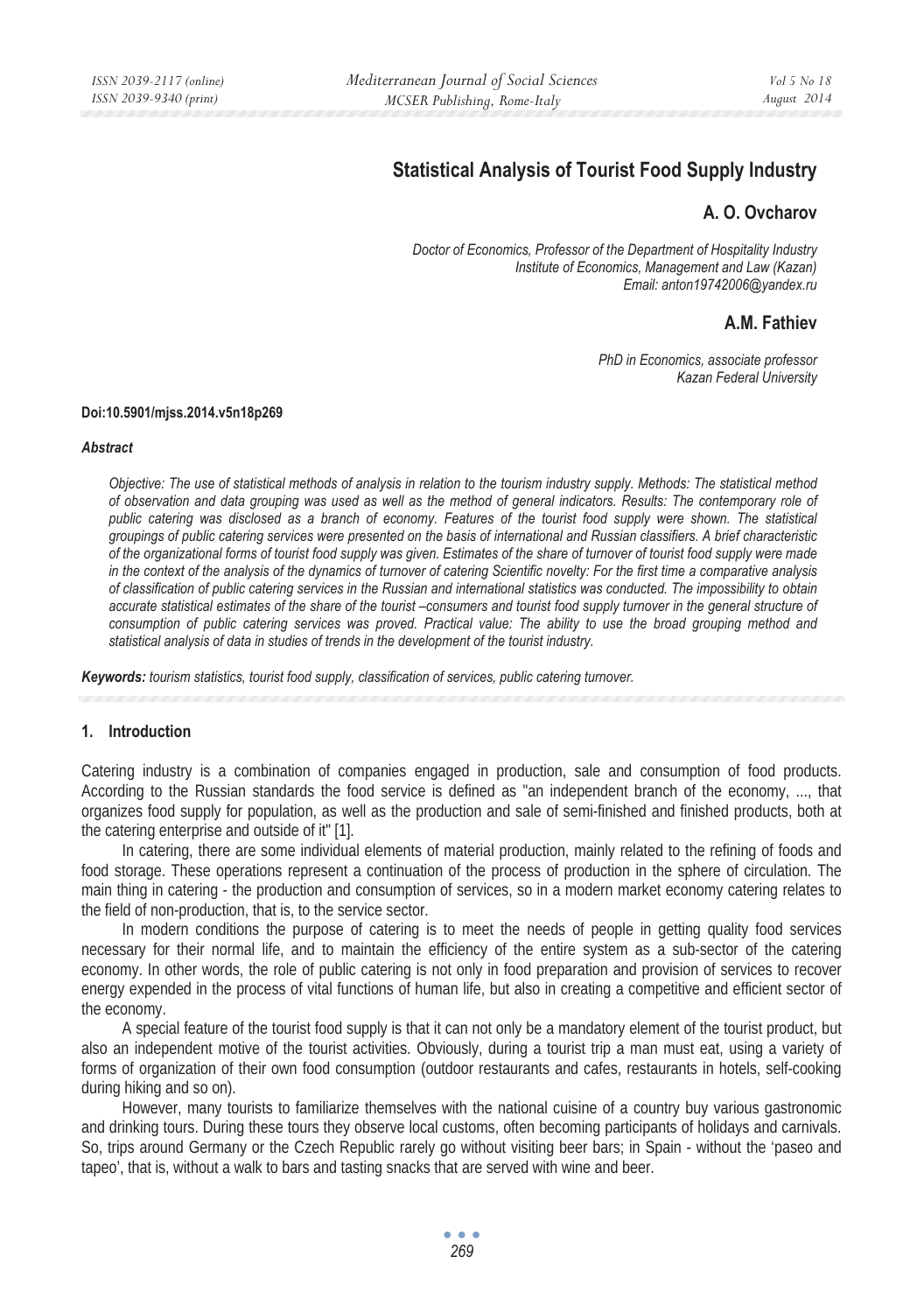# Statistical Analysis of Tourist Food Supply Industry

## A. O. Ovcharov

*Doctor of Economics, Professor of the Department of Hospitality Industry*
*Institute of Economics, Management and Law (Kazan)*
*Email: anton19742006@yandex.ru*

## A.M. Fathiev

*PhD in Economics, associate professor*
*Kazan Federal University*

**Doi:10.5901/mjss.2014.v5n18p269**

***Abstract***

*Objective: The use of statistical methods of analysis in relation to the tourism industry supply. Methods: The statistical method of observation and data grouping was used as well as the method of general indicators. Results: The contemporary role of public catering was disclosed as a branch of economy. Features of the tourist food supply were shown. The statistical groupings of public catering services were presented on the basis of international and Russian classifiers. A brief characteristic of the organizational forms of tourist food supply was given. Estimates of the share of turnover of tourist food supply were made in the context of the analysis of the dynamics of turnover of catering Scientific novelty: For the first time a comparative analysis of classification of public catering services in the Russian and international statistics was conducted. The impossibility to obtain accurate statistical estimates of the share of the tourist –consumers and tourist food supply turnover in the general structure of consumption of public catering services was proved. Practical value: The ability to use the broad grouping method and statistical analysis of data in studies of trends in the development of the tourist industry.*

***Keywords:*** *tourism statistics, tourist food supply, classification of services, public catering turnover.*

## 1. Introduction

Catering industry is a combination of companies engaged in production, sale and consumption of food products. According to the Russian standards the food service is defined as "an independent branch of the economy, ..., that organizes food supply for population, as well as the production and sale of semi-finished and finished products, both at the catering enterprise and outside of it" [1].

In catering, there are some individual elements of material production, mainly related to the refining of foods and food storage. These operations represent a continuation of the process of production in the sphere of circulation. The main thing in catering - the production and consumption of services, so in a modern market economy catering relates to the field of non-production, that is, to the service sector.

In modern conditions the purpose of catering is to meet the needs of people in getting quality food services necessary for their normal life, and to maintain the efficiency of the entire system as a sub-sector of the catering economy. In other words, the role of public catering is not only in food preparation and provision of services to recover energy expended in the process of vital functions of human life, but also in creating a competitive and efficient sector of the economy.

A special feature of the tourist food supply is that it can not only be a mandatory element of the tourist product, but also an independent motive of the tourist activities. Obviously, during a tourist trip a man must eat, using a variety of forms of organization of their own food consumption (outdoor restaurants and cafes, restaurants in hotels, self-cooking during hiking and so on).

However, many tourists to familiarize themselves with the national cuisine of a country buy various gastronomic and drinking tours. During these tours they observe local customs, often becoming participants of holidays and carnivals. So, trips around Germany or the Czech Republic rarely go without visiting beer bars; in Spain - without the 'paseo and tapeo', that is, without a walk to bars and tasting snacks that are served with wine and beer.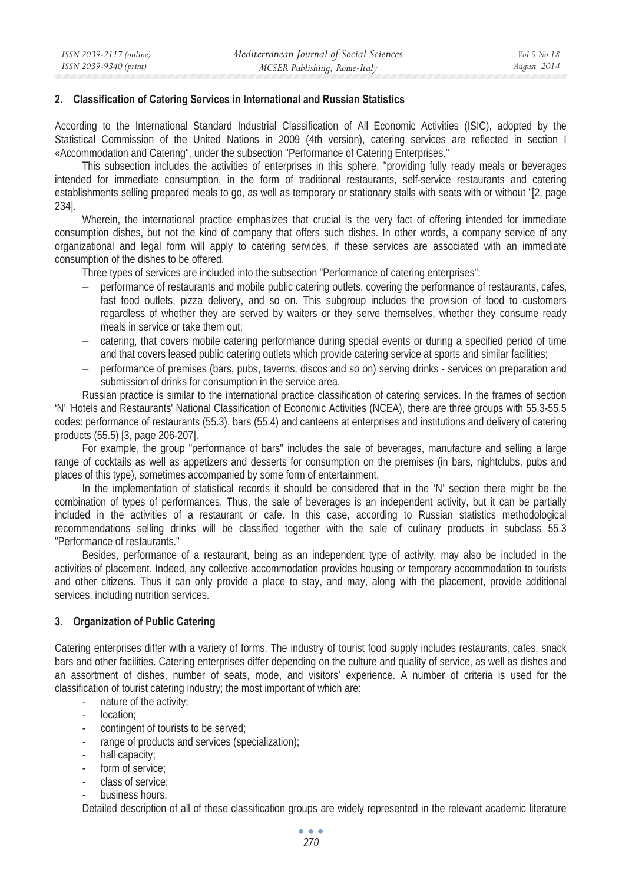## 2. Classification of Catering Services in International and Russian Statistics

According to the International Standard Industrial Classification of All Economic Activities (ISIC), adopted by the Statistical Commission of the United Nations in 2009 (4th version), catering services are reflected in section I «Accommodation and Catering", under the subsection "Performance of Catering Enterprises."

This subsection includes the activities of enterprises in this sphere, "providing fully ready meals or beverages intended for immediate consumption, in the form of traditional restaurants, self-service restaurants and catering establishments selling prepared meals to go, as well as temporary or stationary stalls with seats with or without "[2, page 234].

Wherein, the international practice emphasizes that crucial is the very fact of offering intended for immediate consumption dishes, but not the kind of company that offers such dishes. In other words, a company service of any organizational and legal form will apply to catering services, if these services are associated with an immediate consumption of the dishes to be offered.

Three types of services are included into the subsection "Performance of catering enterprises":

- performance of restaurants and mobile public catering outlets, covering the performance of restaurants, cafes, fast food outlets, pizza delivery, and so on. This subgroup includes the provision of food to customers regardless of whether they are served by waiters or they serve themselves, whether they consume ready meals in service or take them out;
- catering, that covers mobile catering performance during special events or during a specified period of time and that covers leased public catering outlets which provide catering service at sports and similar facilities;
- performance of premises (bars, pubs, taverns, discos and so on) serving drinks - services on preparation and submission of drinks for consumption in the service area.

Russian practice is similar to the international practice classification of catering services. In the frames of section 'N' 'Hotels and Restaurants' National Classification of Economic Activities (NCEA), there are three groups with 55.3-55.5 codes: performance of restaurants (55.3), bars (55.4) and canteens at enterprises and institutions and delivery of catering products (55.5) [3, page 206-207].

For example, the group "performance of bars" includes the sale of beverages, manufacture and selling a large range of cocktails as well as appetizers and desserts for consumption on the premises (in bars, nightclubs, pubs and places of this type), sometimes accompanied by some form of entertainment.

In the implementation of statistical records it should be considered that in the 'N' section there might be the combination of types of performances. Thus, the sale of beverages is an independent activity, but it can be partially included in the activities of a restaurant or cafe. In this case, according to Russian statistics methodological recommendations selling drinks will be classified together with the sale of culinary products in subclass 55.3 "Performance of restaurants."

Besides, performance of a restaurant, being as an independent type of activity, may also be included in the activities of placement. Indeed, any collective accommodation provides housing or temporary accommodation to tourists and other citizens. Thus it can only provide a place to stay, and may, along with the placement, provide additional services, including nutrition services.

## 3. Organization of Public Catering

Catering enterprises differ with a variety of forms. The industry of tourist food supply includes restaurants, cafes, snack bars and other facilities. Catering enterprises differ depending on the culture and quality of service, as well as dishes and an assortment of dishes, number of seats, mode, and visitors' experience. A number of criteria is used for the classification of tourist catering industry; the most important of which are:

- nature of the activity;
- location;
- contingent of tourists to be served;
- range of products and services (specialization);
- hall capacity;
- form of service;
- class of service;
- business hours.

Detailed description of all of these classification groups are widely represented in the relevant academic literature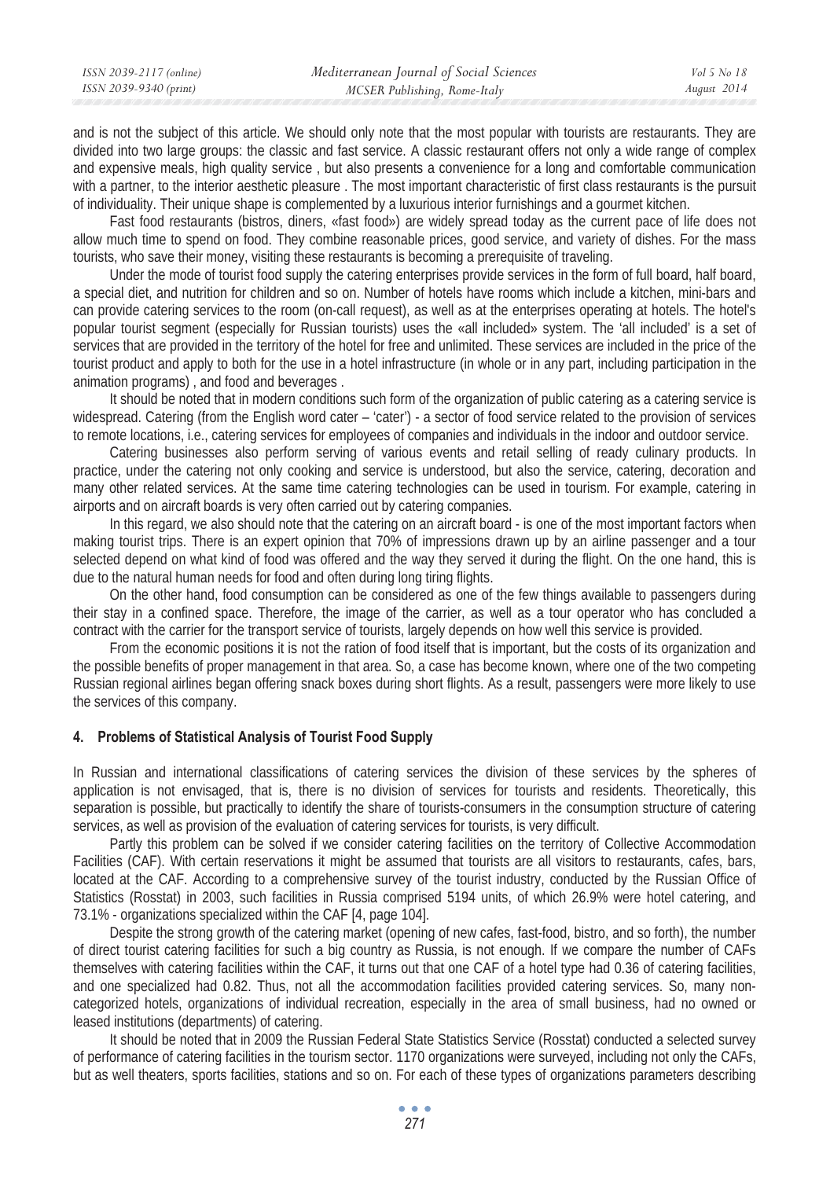and is not the subject of this article. We should only note that the most popular with tourists are restaurants. They are divided into two large groups: the classic and fast service. A classic restaurant offers not only a wide range of complex and expensive meals, high quality service , but also presents a convenience for a long and comfortable communication with a partner, to the interior aesthetic pleasure . The most important characteristic of first class restaurants is the pursuit of individuality. Their unique shape is complemented by a luxurious interior furnishings and a gourmet kitchen.

Fast food restaurants (bistros, diners, «fast food») are widely spread today as the current pace of life does not allow much time to spend on food. They combine reasonable prices, good service, and variety of dishes. For the mass tourists, who save their money, visiting these restaurants is becoming a prerequisite of traveling.

Under the mode of tourist food supply the catering enterprises provide services in the form of full board, half board, a special diet, and nutrition for children and so on. Number of hotels have rooms which include a kitchen, mini-bars and can provide catering services to the room (on-call request), as well as at the enterprises operating at hotels. The hotel's popular tourist segment (especially for Russian tourists) uses the «all included» system. The 'all included' is a set of services that are provided in the territory of the hotel for free and unlimited. These services are included in the price of the tourist product and apply to both for the use in a hotel infrastructure (in whole or in any part, including participation in the animation programs) , and food and beverages .

It should be noted that in modern conditions such form of the organization of public catering as a catering service is widespread. Catering (from the English word cater – 'cater') - a sector of food service related to the provision of services to remote locations, i.e., catering services for employees of companies and individuals in the indoor and outdoor service.

Catering businesses also perform serving of various events and retail selling of ready culinary products. In practice, under the catering not only cooking and service is understood, but also the service, catering, decoration and many other related services. At the same time catering technologies can be used in tourism. For example, catering in airports and on aircraft boards is very often carried out by catering companies.

In this regard, we also should note that the catering on an aircraft board - is one of the most important factors when making tourist trips. There is an expert opinion that 70% of impressions drawn up by an airline passenger and a tour selected depend on what kind of food was offered and the way they served it during the flight. On the one hand, this is due to the natural human needs for food and often during long tiring flights.

On the other hand, food consumption can be considered as one of the few things available to passengers during their stay in a confined space. Therefore, the image of the carrier, as well as a tour operator who has concluded a contract with the carrier for the transport service of tourists, largely depends on how well this service is provided.

From the economic positions it is not the ration of food itself that is important, but the costs of its organization and the possible benefits of proper management in that area. So, a case has become known, where one of the two competing Russian regional airlines began offering snack boxes during short flights. As a result, passengers were more likely to use the services of this company.

## 4. Problems of Statistical Analysis of Tourist Food Supply

In Russian and international classifications of catering services the division of these services by the spheres of application is not envisaged, that is, there is no division of services for tourists and residents. Theoretically, this separation is possible, but practically to identify the share of tourists-consumers in the consumption structure of catering services, as well as provision of the evaluation of catering services for tourists, is very difficult.

Partly this problem can be solved if we consider catering facilities on the territory of Collective Accommodation Facilities (CAF). With certain reservations it might be assumed that tourists are all visitors to restaurants, cafes, bars, located at the CAF. According to a comprehensive survey of the tourist industry, conducted by the Russian Office of Statistics (Rosstat) in 2003, such facilities in Russia comprised 5194 units, of which 26.9% were hotel catering, and 73.1% - organizations specialized within the CAF [4, page 104].

Despite the strong growth of the catering market (opening of new cafes, fast-food, bistro, and so forth), the number of direct tourist catering facilities for such a big country as Russia, is not enough. If we compare the number of CAFs themselves with catering facilities within the CAF, it turns out that one CAF of a hotel type had 0.36 of catering facilities, and one specialized had 0.82. Thus, not all the accommodation facilities provided catering services. So, many non-categorized hotels, organizations of individual recreation, especially in the area of small business, had no owned or leased institutions (departments) of catering.

It should be noted that in 2009 the Russian Federal State Statistics Service (Rosstat) conducted a selected survey of performance of catering facilities in the tourism sector. 1170 organizations were surveyed, including not only the CAFs, but as well theaters, sports facilities, stations and so on. For each of these types of organizations parameters describing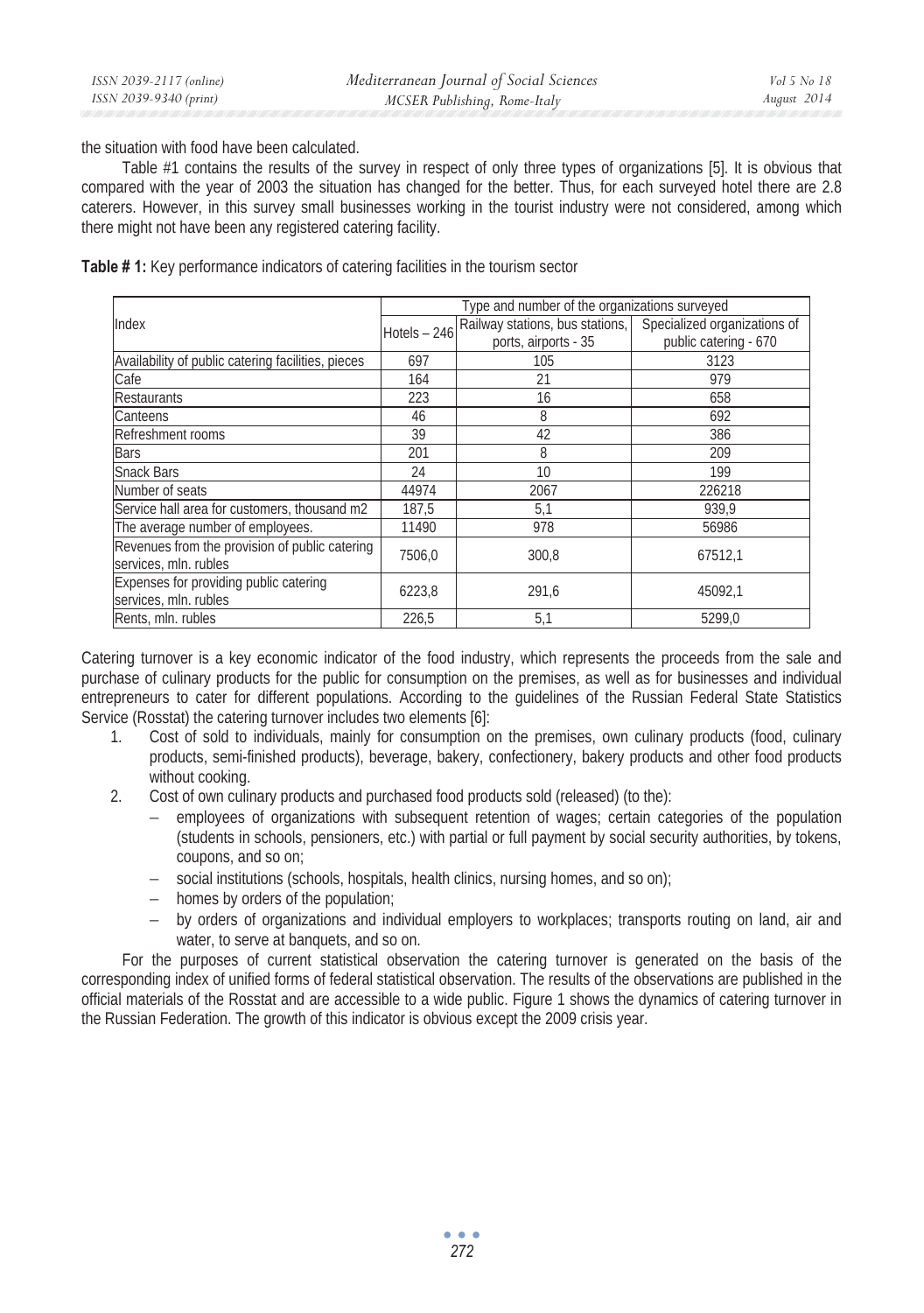the situation with food have been calculated.

Table #1 contains the results of the survey in respect of only three types of organizations [5]. It is obvious that compared with the year of 2003 the situation has changed for the better. Thus, for each surveyed hotel there are 2.8 caterers. However, in this survey small businesses working in the tourist industry were not considered, among which there might not have been any registered catering facility.

**Table # 1:** Key performance indicators of catering facilities in the tourism sector

| Index | Type and number of the organizations surveyed | | |
|---|---|---|---|
| | Hotels – 246 | Railway stations, bus stations, ports, airports - 35 | Specialized organizations of public catering - 670 |
| Availability of public catering facilities, pieces | 697 | 105 | 3123 |
| Cafe | 164 | 21 | 979 |
| Restaurants | 223 | 16 | 658 |
| Canteens | 46 | 8 | 692 |
| Refreshment rooms | 39 | 42 | 386 |
| Bars | 201 | 8 | 209 |
| Snack Bars | 24 | 10 | 199 |
| Number of seats | 44974 | 2067 | 226218 |
| Service hall area for customers, thousand m2 | 187,5 | 5,1 | 939,9 |
| The average number of employees. | 11490 | 978 | 56986 |
| Revenues from the provision of public catering services, mln. rubles | 7506,0 | 300,8 | 67512,1 |
| Expenses for providing public catering services, mln. rubles | 6223,8 | 291,6 | 45092,1 |
| Rents, mln. rubles | 226,5 | 5,1 | 5299,0 |

Catering turnover is a key economic indicator of the food industry, which represents the proceeds from the sale and purchase of culinary products for the public for consumption on the premises, as well as for businesses and individual entrepreneurs to cater for different populations. According to the guidelines of the Russian Federal State Statistics Service (Rosstat) the catering turnover includes two elements [6]:

1. Cost of sold to individuals, mainly for consumption on the premises, own culinary products (food, culinary products, semi-finished products), beverage, bakery, confectionery, bakery products and other food products without cooking.
2. Cost of own culinary products and purchased food products sold (released) (to the):
   - employees of organizations with subsequent retention of wages; certain categories of the population (students in schools, pensioners, etc.) with partial or full payment by social security authorities, by tokens, coupons, and so on;
   - social institutions (schools, hospitals, health clinics, nursing homes, and so on);
   - homes by orders of the population;
   - by orders of organizations and individual employers to workplaces; transports routing on land, air and water, to serve at banquets, and so on.

For the purposes of current statistical observation the catering turnover is generated on the basis of the corresponding index of unified forms of federal statistical observation. The results of the observations are published in the official materials of the Rosstat and are accessible to a wide public. Figure 1 shows the dynamics of catering turnover in the Russian Federation. The growth of this indicator is obvious except the 2009 crisis year.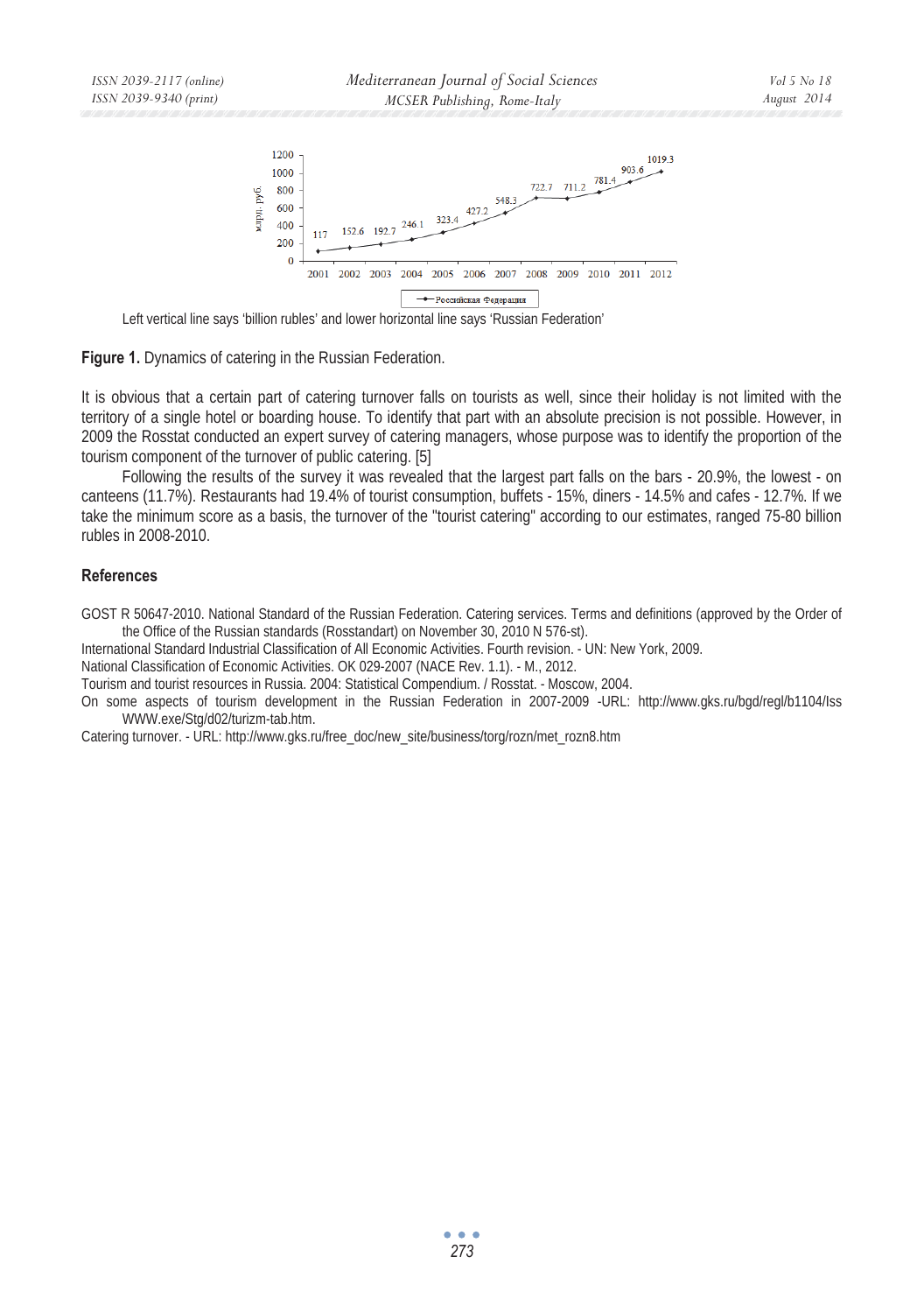Left vertical line says 'billion rubles' and lower horizontal line says 'Russian Federation'

**Figure 1.** Dynamics of catering in the Russian Federation.

It is obvious that a certain part of catering turnover falls on tourists as well, since their holiday is not limited with the territory of a single hotel or boarding house. To identify that part with an absolute precision is not possible. However, in 2009 the Rosstat conducted an expert survey of catering managers, whose purpose was to identify the proportion of the tourism component of the turnover of public catering. [5]

Following the results of the survey it was revealed that the largest part falls on the bars - 20.9%, the lowest - on canteens (11.7%). Restaurants had 19.4% of tourist consumption, buffets - 15%, diners - 14.5% and cafes - 12.7%. If we take the minimum score as a basis, the turnover of the "tourist catering" according to our estimates, ranged 75-80 billion rubles in 2008-2010.

### References

GOST R 50647-2010. National Standard of the Russian Federation. Catering services. Terms and definitions (approved by the Order of the Office of the Russian standards (Rosstandart) on November 30, 2010 N 576-st).

International Standard Industrial Classification of All Economic Activities. Fourth revision. - UN: New York, 2009.

National Classification of Economic Activities. OK 029-2007 (NACE Rev. 1.1). - M., 2012.

Tourism and tourist resources in Russia. 2004: Statistical Compendium. / Rosstat. - Moscow, 2004.

On some aspects of tourism development in the Russian Federation in 2007-2009 -URL: http://www.gks.ru/bgd/regl/b1104/Iss WWW.exe/Stg/d02/turizm-tab.htm.

Catering turnover. - URL: http://www.gks.ru/free_doc/new_site/business/torg/rozn/met_rozn8.htm